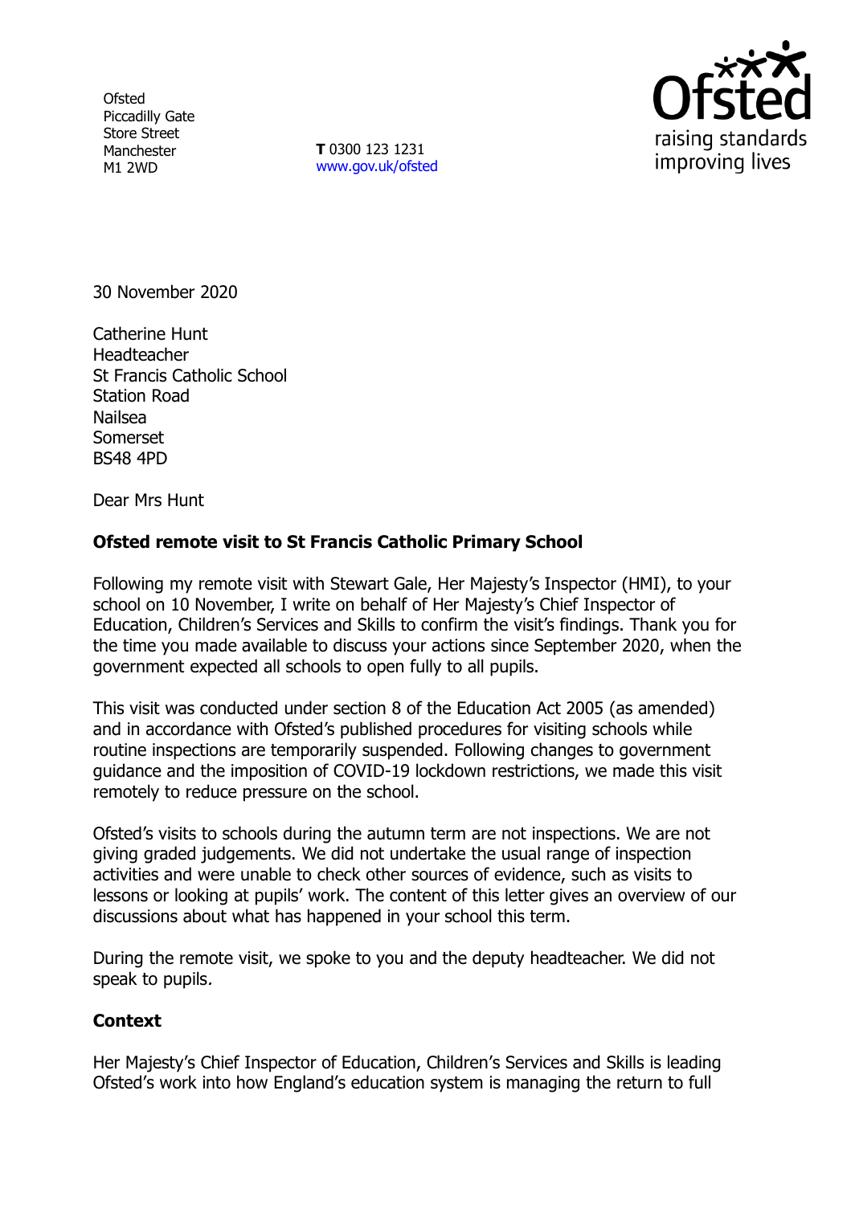Ofsted
Piccadilly Gate
Store Street
Manchester
M1 2WD

**T** 0300 123 1231
www.gov.uk/ofsted

30 November 2020

Catherine Hunt
Headteacher
St Francis Catholic School
Station Road
Nailsea
Somerset
BS48 4PD

Dear Mrs Hunt

**Ofsted remote visit to St Francis Catholic Primary School**

Following my remote visit with Stewart Gale, Her Majesty's Inspector (HMI), to your school on 10 November, I write on behalf of Her Majesty's Chief Inspector of Education, Children's Services and Skills to confirm the visit's findings. Thank you for the time you made available to discuss your actions since September 2020, when the government expected all schools to open fully to all pupils.

This visit was conducted under section 8 of the Education Act 2005 (as amended) and in accordance with Ofsted's published procedures for visiting schools while routine inspections are temporarily suspended. Following changes to government guidance and the imposition of COVID-19 lockdown restrictions, we made this visit remotely to reduce pressure on the school.

Ofsted's visits to schools during the autumn term are not inspections. We are not giving graded judgements. We did not undertake the usual range of inspection activities and were unable to check other sources of evidence, such as visits to lessons or looking at pupils' work. The content of this letter gives an overview of our discussions about what has happened in your school this term.

During the remote visit, we spoke to you and the deputy headteacher. We did not speak to pupils.

**Context**

Her Majesty's Chief Inspector of Education, Children's Services and Skills is leading Ofsted's work into how England's education system is managing the return to full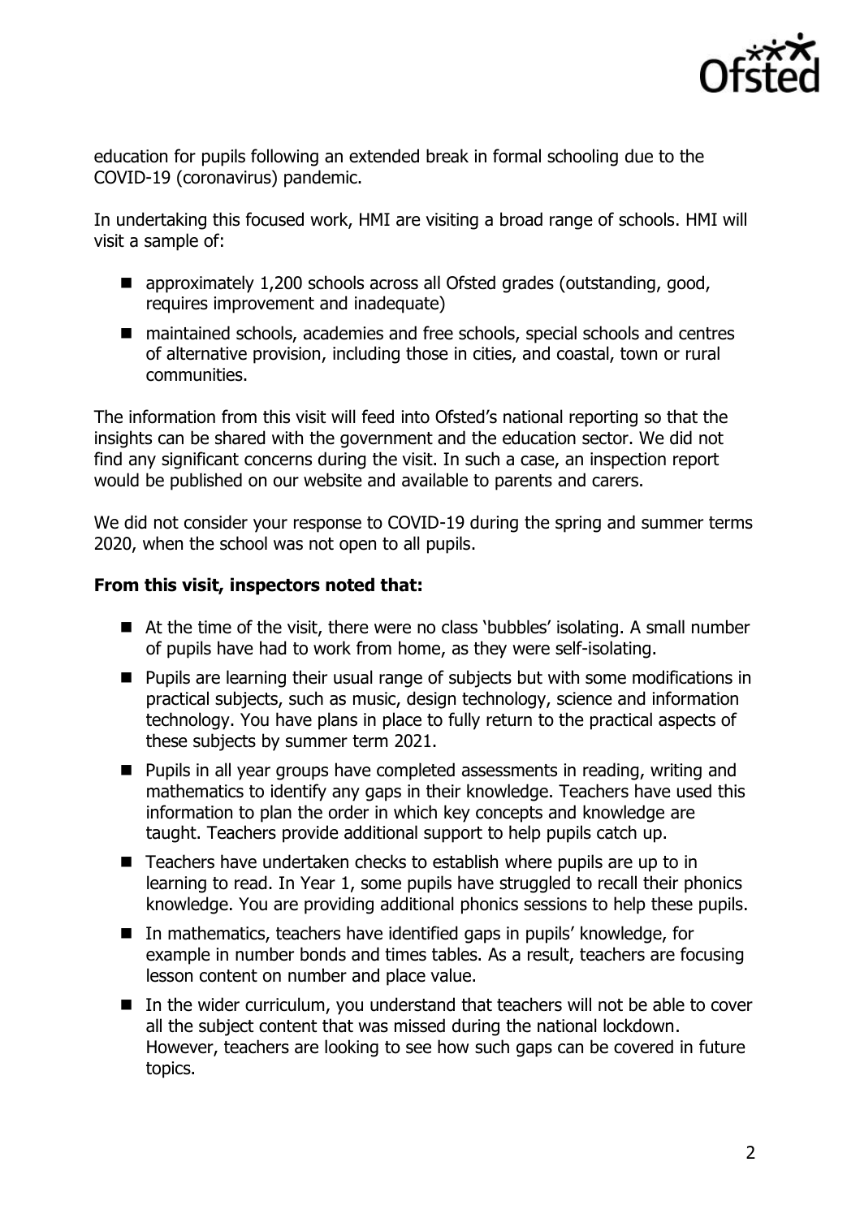education for pupils following an extended break in formal schooling due to the COVID-19 (coronavirus) pandemic.

In undertaking this focused work, HMI are visiting a broad range of schools. HMI will visit a sample of:

- approximately 1,200 schools across all Ofsted grades (outstanding, good, requires improvement and inadequate)
- maintained schools, academies and free schools, special schools and centres of alternative provision, including those in cities, and coastal, town or rural communities.

The information from this visit will feed into Ofsted's national reporting so that the insights can be shared with the government and the education sector. We did not find any significant concerns during the visit. In such a case, an inspection report would be published on our website and available to parents and carers.

We did not consider your response to COVID-19 during the spring and summer terms 2020, when the school was not open to all pupils.

**From this visit, inspectors noted that:**

- At the time of the visit, there were no class 'bubbles' isolating. A small number of pupils have had to work from home, as they were self-isolating.
- Pupils are learning their usual range of subjects but with some modifications in practical subjects, such as music, design technology, science and information technology. You have plans in place to fully return to the practical aspects of these subjects by summer term 2021.
- Pupils in all year groups have completed assessments in reading, writing and mathematics to identify any gaps in their knowledge. Teachers have used this information to plan the order in which key concepts and knowledge are taught. Teachers provide additional support to help pupils catch up.
- Teachers have undertaken checks to establish where pupils are up to in learning to read. In Year 1, some pupils have struggled to recall their phonics knowledge. You are providing additional phonics sessions to help these pupils.
- In mathematics, teachers have identified gaps in pupils' knowledge, for example in number bonds and times tables. As a result, teachers are focusing lesson content on number and place value.
- In the wider curriculum, you understand that teachers will not be able to cover all the subject content that was missed during the national lockdown. However, teachers are looking to see how such gaps can be covered in future topics.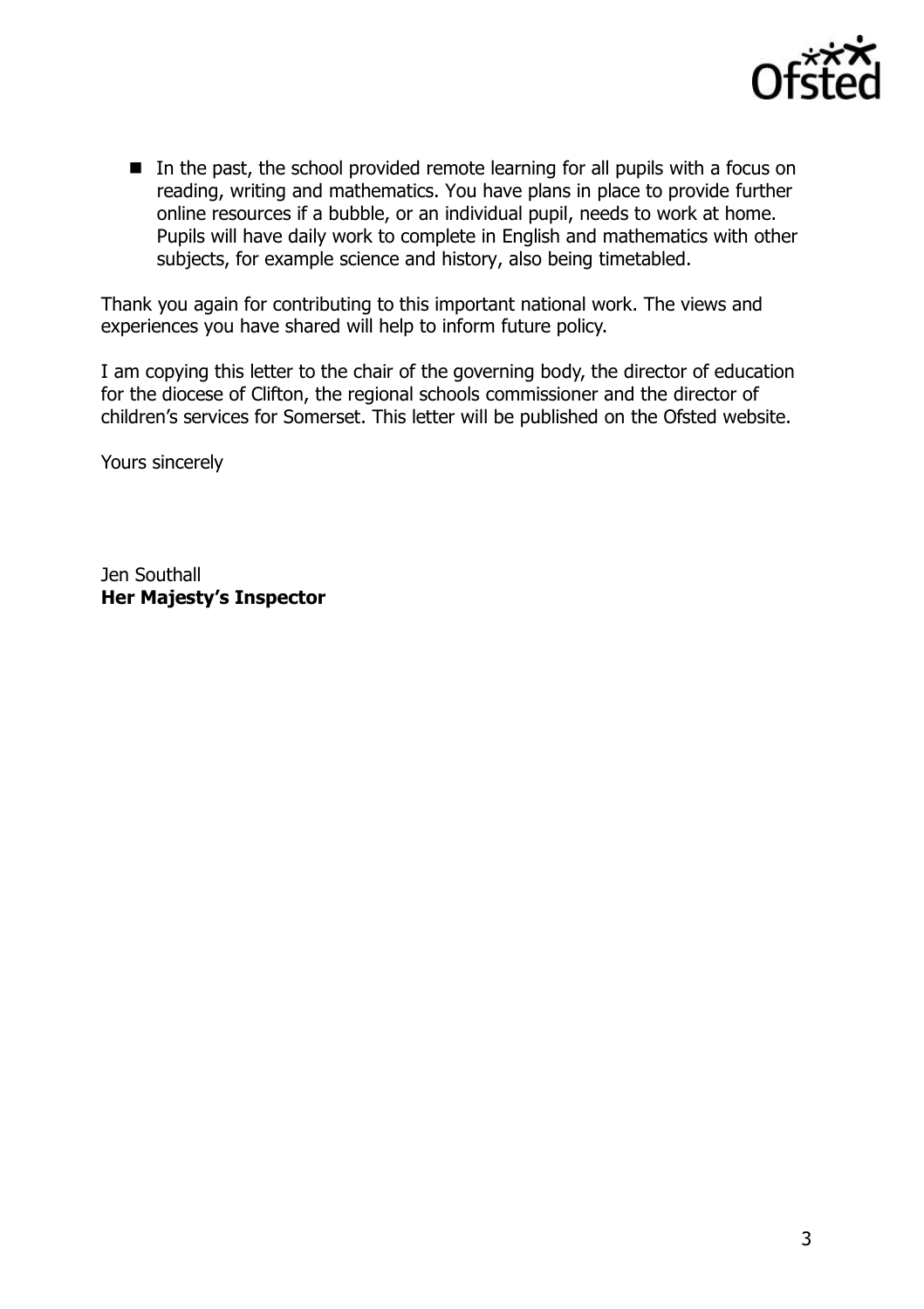- In the past, the school provided remote learning for all pupils with a focus on reading, writing and mathematics. You have plans in place to provide further online resources if a bubble, or an individual pupil, needs to work at home. Pupils will have daily work to complete in English and mathematics with other subjects, for example science and history, also being timetabled.

Thank you again for contributing to this important national work. The views and experiences you have shared will help to inform future policy.

I am copying this letter to the chair of the governing body, the director of education for the diocese of Clifton, the regional schools commissioner and the director of children's services for Somerset. This letter will be published on the Ofsted website.

Yours sincerely

Jen Southall
**Her Majesty's Inspector**